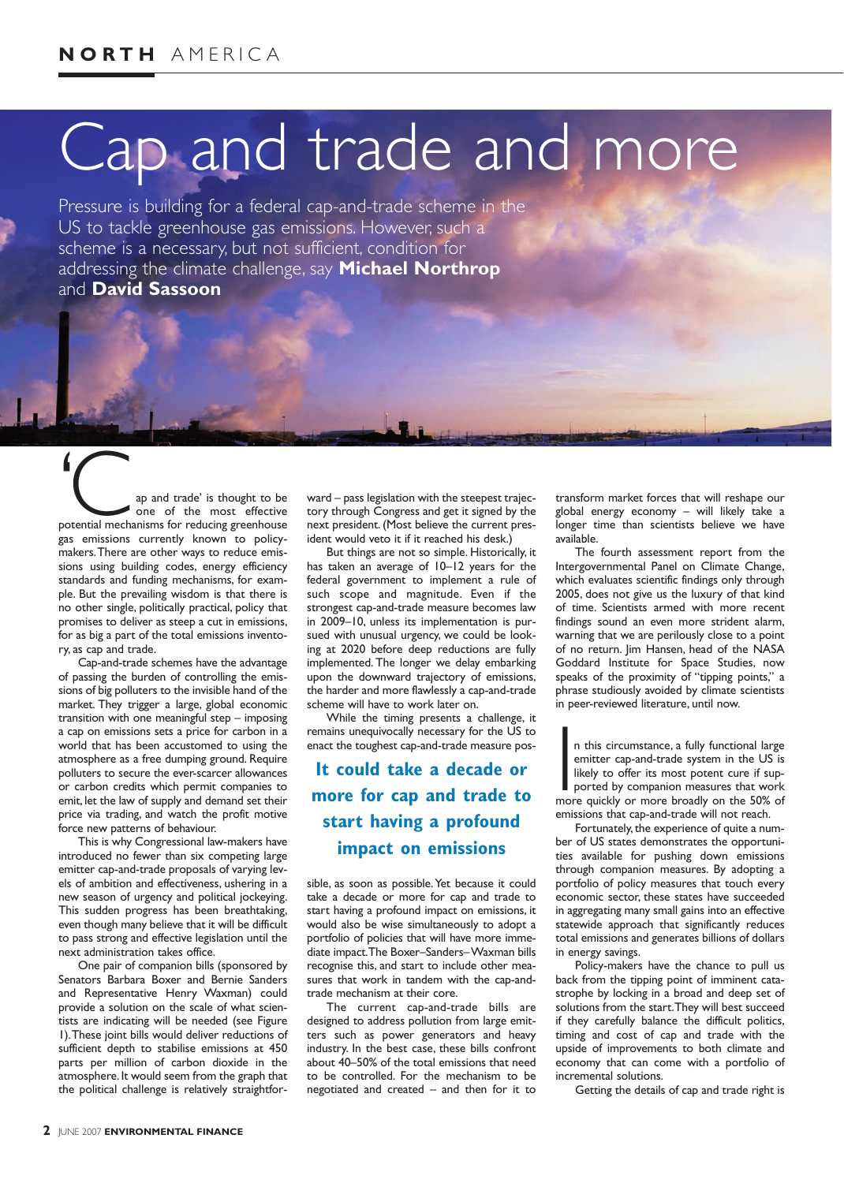# Cap and trade and more

Pressure is building for a federal cap-and-trade scheme in the US to tackle greenhouse gas emissions. However, such a scheme is a necessary, but not sufficient, condition for addressing the climate challenge, say **Michael Northrop** and **David Sassoon**

'Cap and trade' is thought to be one of the most effective potential mechanisms for reducing greenhouse gas emissions currently known to policy-makers. There are other ways to reduce emissions using building codes, energy efficiency standards and funding mechanisms, for example. But the prevailing wisdom is that there is no other single, politically practical, policy that promises to deliver as steep a cut in emissions, for as big a part of the total emissions inventory, as cap and trade.

Cap-and-trade schemes have the advantage of passing the burden of controlling the emissions of big polluters to the invisible hand of the market. They trigger a large, global economic transition with one meaningful step – imposing a cap on emissions sets a price for carbon in a world that has been accustomed to using the atmosphere as a free dumping ground. Require polluters to secure the ever-scarcer allowances or carbon credits which permit companies to emit, let the law of supply and demand set their price via trading, and watch the profit motive force new patterns of behaviour.

This is why Congressional law-makers have introduced no fewer than six competing large emitter cap-and-trade proposals of varying levels of ambition and effectiveness, ushering in a new season of urgency and political jockeying. This sudden progress has been breathtaking, even though many believe that it will be difficult to pass strong and effective legislation until the next administration takes office.

One pair of companion bills (sponsored by Senators Barbara Boxer and Bernie Sanders and Representative Henry Waxman) could provide a solution on the scale of what scientists are indicating will be needed (see Figure 1). These joint bills would deliver reductions of sufficient depth to stabilise emissions at 450 parts per million of carbon dioxide in the atmosphere. It would seem from the graph that the political challenge is relatively straightforward – pass legislation with the steepest trajectory through Congress and get it signed by the next president. (Most believe the current president would veto it if it reached his desk.)

But things are not so simple. Historically, it has taken an average of 10–12 years for the federal government to implement a rule of such scope and magnitude. Even if the strongest cap-and-trade measure becomes law in 2009–10, unless its implementation is pursued with unusual urgency, we could be looking at 2020 before deep reductions are fully implemented. The longer we delay embarking upon the downward trajectory of emissions, the harder and more flawlessly a cap-and-trade scheme will have to work later on.

While the timing presents a challenge, it remains unequivocally necessary for the US to enact the toughest cap-and-trade measure possible, as soon as possible. Yet because it could take a decade or more for cap and trade to start having a profound impact on emissions, it would also be wise simultaneously to adopt a portfolio of policies that will have more immediate impact. The Boxer–Sanders–Waxman bills recognise this, and start to include other measures that work in tandem with the cap-and-trade mechanism at their core.

> **It could take a decade or more for cap and trade to start having a profound impact on emissions**

The current cap-and-trade bills are designed to address pollution from large emitters such as power generators and heavy industry. In the best case, these bills confront about 40–50% of the total emissions that need to be controlled. For the mechanism to be negotiated and created – and then for it to transform market forces that will reshape our global energy economy – will likely take a longer time than scientists believe we have available.

The fourth assessment report from the Intergovernmental Panel on Climate Change, which evaluates scientific findings only through 2005, does not give us the luxury of that kind of time. Scientists armed with more recent findings sound an even more strident alarm, warning that we are perilously close to a point of no return. Jim Hansen, head of the NASA Goddard Institute for Space Studies, now speaks of the proximity of "tipping points," a phrase studiously avoided by climate scientists in peer-reviewed literature, until now.

In this circumstance, a fully functional large emitter cap-and-trade system in the US is likely to offer its most potent cure if supported by companion measures that work more quickly or more broadly on the 50% of emissions that cap-and-trade will not reach.

Fortunately, the experience of quite a number of US states demonstrates the opportunities available for pushing down emissions through companion measures. By adopting a portfolio of policy measures that touch every economic sector, these states have succeeded in aggregating many small gains into an effective statewide approach that significantly reduces total emissions and generates billions of dollars in energy savings.

Policy-makers have the chance to pull us back from the tipping point of imminent catastrophe by locking in a broad and deep set of solutions from the start. They will best succeed if they carefully balance the difficult politics, timing and cost of cap and trade with the upside of improvements to both climate and economy that can come with a portfolio of incremental solutions.

Getting the details of cap and trade right is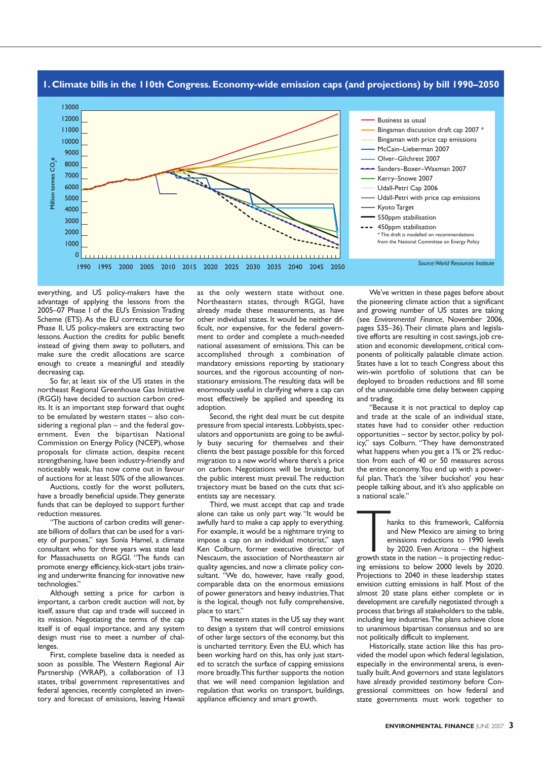## 1. Climate bills in the 110th Congress. Economy-wide emission caps (and projections) by bill 1990–2050

Million tonnes $CO_2e$

13000
12000
11000
10000
9000
8000
7000
6000
5000
4000
3000
2000
1000
0

1990 1995 2000 2005 2010 2015 2020 2025 2030 2035 2040 2045 2050

Business as usual
Bingaman discussion draft cap 2007 *
Bingaman with price cap emissions
McCain–Lieberman 2007
Olver–Gilchrest 2007
Sanders–Boxer–Waxman 2007
Kerry–Snowe 2007
Udall-Petri Cap 2006
Udall-Petri with price cap emissions
Kyoto Target
550ppm stabilisation
450ppm stabilisation
* The draft is modelled on recommendations from the National Committee on Energy Policy

*Source: World Resources Institute*

everything, and US policy-makers have the advantage of applying the lessons from the 2005–07 Phase I of the EU's Emission Trading Scheme (ETS). As the EU corrects course for Phase II, US policy-makers are extracting two lessons. Auction the credits for public benefit instead of giving them away to polluters, and make sure the credit allocations are scarce enough to create a meaningful and steadily decreasing cap.

So far, at least six of the US states in the northeast Regional Greenhouse Gas Initiative (RGGI) have decided to auction carbon credits. It is an important step forward that ought to be emulated by western states – also considering a regional plan – and the federal government. Even the bipartisan National Commission on Energy Policy (NCEP), whose proposals for climate action, despite recent strengthening, have been industry-friendly and noticeably weak, has now come out in favour of auctions for at least 50% of the allowances.

Auctions, costly for the worst polluters, have a broadly beneficial upside. They generate funds that can be deployed to support further reduction measures.

"The auctions of carbon credits will generate billions of dollars that can be used for a variety of purposes," says Sonia Hamel, a climate consultant who for three years was state lead for Massachusetts on RGGI. "The funds can promote energy efficiency, kick-start jobs training and underwrite financing for innovative new technologies."

Although setting a price for carbon is important, a carbon credit auction will not, by itself, assure that cap and trade will succeed in its mission. Negotiating the terms of the cap itself is of equal importance, and any system design must rise to meet a number of challenges.

First, complete baseline data is needed as soon as possible. The Western Regional Air Partnership (WRAP), a collaboration of 13 states, tribal government representatives and federal agencies, recently completed an inventory and forecast of emissions, leaving Hawaii as the only western state without one. Northeastern states, through RGGI, have already made these measurements, as have other individual states. It would be neither difficult, nor expensive, for the federal government to order and complete a much-needed national assessment of emissions. This can be accomplished through a combination of mandatory emissions reporting by stationary sources, and the rigorous accounting of non-stationary emissions. The resulting data will be enormously useful in clarifying where a cap can most effectively be applied and speeding its adoption.

Second, the right deal must be cut despite pressure from special interests. Lobbyists, speculators and opportunists are going to be awfully busy securing for themselves and their clients the best passage possible for this forced migration to a new world where there's a price on carbon. Negotiations will be bruising, but the public interest must prevail. The reduction trajectory must be based on the cuts that scientists say are necessary.

Third, we must accept that cap and trade alone can take us only part way. "It would be awfully hard to make a cap apply to everything. For example, it would be a nightmare trying to impose a cap on an individual motorist," says Ken Colburn, former executive director of Nescaum, the association of Northeastern air quality agencies, and now a climate policy consultant. "We do, however, have really good, comparable data on the enormous emissions of power generators and heavy industries. That is the logical, though not fully comprehensive, place to start."

The western states in the US say they want to design a system that will control emissions of other large sectors of the economy, but this is uncharted territory. Even the EU, which has been working hard on this, has only just started to scratch the surface of capping emissions more broadly. This further supports the notion that we will need companion legislation and regulation that works on transport, buildings, appliance efficiency and smart growth.

We've written in these pages before about the pioneering climate action that a significant and growing number of US states are taking (see *Environmental Finance*, November 2006, pages S35–36). Their climate plans and legislative efforts are resulting in cost savings, job creation and economic development, critical components of politically palatable climate action. States have a lot to teach Congress about this win-win portfolio of solutions that can be deployed to broaden reductions and fill some of the unavoidable time delay between capping and trading.

"Because it is not practical to deploy cap and trade at the scale of an individual state, states have had to consider other reduction opportunities – sector by sector, policy by policy," says Colburn. "They have demonstrated what happens when you get a 1% or 2% reduction from each of 40 or 50 measures across the entire economy. You end up with a powerful plan. That's the 'silver buckshot' you hear people talking about, and it's also applicable on a national scale."

Thanks to this framework, California and New Mexico are aiming to bring emissions reductions to 1990 levels by 2020. Even Arizona – the highest growth state in the nation – is projecting reducing emissions to below 2000 levels by 2020. Projections to 2040 in these leadership states envision cutting emissions in half. Most of the almost 20 state plans either complete or in development are carefully negotiated through a process that brings all stakeholders to the table, including key industries. The plans achieve close to unanimous bipartisan consensus and so are not politically difficult to implement.

Historically, state action like this has provided the model upon which federal legislation, especially in the environmental arena, is eventually built. And governors and state legislators have already provided testimony before Congressional committees on how federal and state governments must work together to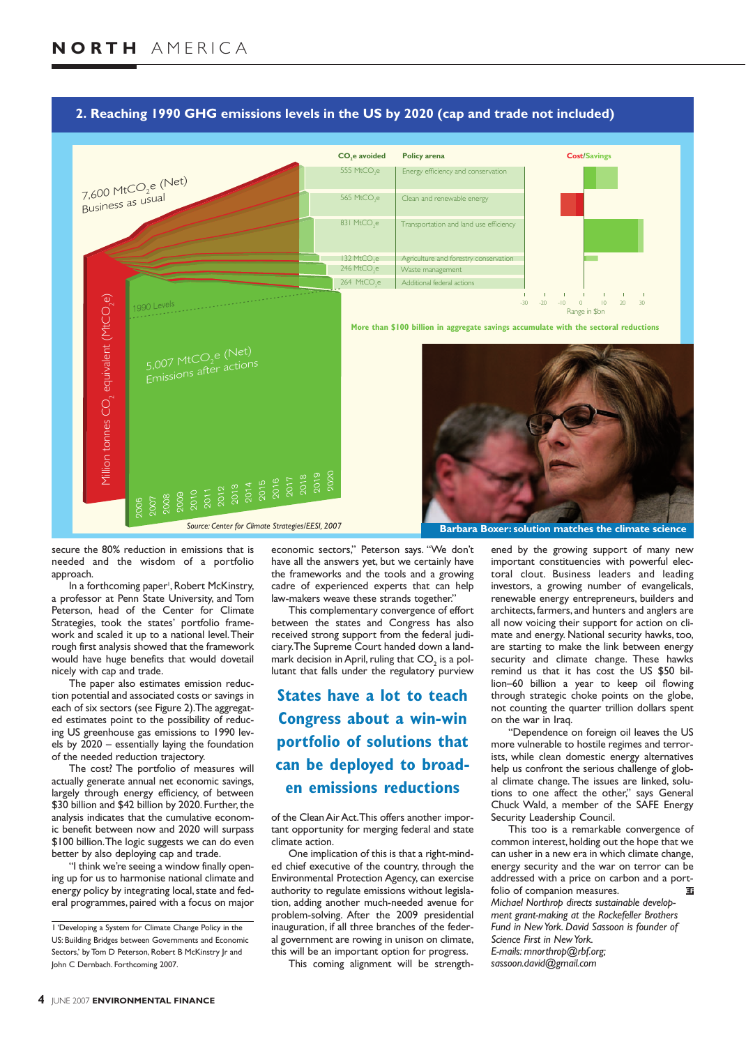## 2. Reaching 1990 GHG emissions levels in the US by 2020 (cap and trade not included)

7,600 $MtCO_2e$ (Net)
Business as usual

1990 Levels

5,007 $MtCO_2e$ (Net)
Emissions after actions

Million tonnes $CO_2$ equivalent ($MtCO_2e$)

2006 2007 2008 2009 2010 2011 2012 2013 2014 2015 2016 2017 2018 2019 2020

$CO_2e$ avoided | Policy arena | Cost/Savings

555 $MtCO_2e$ — Energy efficiency and conservation

565 $MtCO_2e$ — Clean and renewable energy

831 $MtCO_2e$ — Transportation and land use efficiency

132 $MtCO_2e$ — Agriculture and forestry conservation

246 $MtCO_2e$ — Waste management

264 $MtCO_2e$ — Additional federal actions

-30 -20 -10 0 10 20 30
Range in $bn

More than $100 billion in aggregate savings accumulate with the sectoral reductions

Source: Center for Climate Strategies/EESI, 2007

Barbara Boxer: solution matches the climate science

secure the 80% reduction in emissions that is needed and the wisdom of a portfolio approach.

In a forthcoming paper[1], Robert McKinstry, a professor at Penn State University, and Tom Peterson, head of the Center for Climate Strategies, took the states' portfolio framework and scaled it up to a national level. Their rough first analysis showed that the framework would have huge benefits that would dovetail nicely with cap and trade.

The paper also estimates emission reduction potential and associated costs or savings in each of six sectors (see Figure 2). The aggregated estimates point to the possibility of reducing US greenhouse gas emissions to 1990 levels by 2020 – essentially laying the foundation of the needed reduction trajectory.

The cost? The portfolio of measures will actually generate annual net economic savings, largely through energy efficiency, of between $30 billion and $42 billion by 2020. Further, the analysis indicates that the cumulative economic benefit between now and 2020 will surpass $100 billion. The logic suggests we can do even better by also deploying cap and trade.

"I think we're seeing a window finally opening up for us to harmonise national climate and energy policy by integrating local, state and federal programmes, paired with a focus on major economic sectors," Peterson says. "We don't have all the answers yet, but we certainly have the frameworks and the tools and a growing cadre of experienced experts that can help law-makers weave these strands together."

This complementary convergence of effort between the states and Congress has also received strong support from the federal judiciary. The Supreme Court handed down a landmark decision in April, ruling that $CO_2$ is a pollutant that falls under the regulatory purview of the Clean Air Act. This offers another important opportunity for merging federal and state climate action.

> **States have a lot to teach Congress about a win-win portfolio of solutions that can be deployed to broaden emissions reductions**

One implication of this is that a right-minded chief executive of the country, through the Environmental Protection Agency, can exercise authority to regulate emissions without legislation, adding another much-needed avenue for problem-solving. After the 2009 presidential inauguration, if all three branches of the federal government are rowing in unison on climate, this will be an important option for progress.

This coming alignment will be strengthened by the growing support of many new important constituencies with powerful electoral clout. Business leaders and leading investors, a growing number of evangelicals, renewable energy entrepreneurs, builders and architects, farmers, and hunters and anglers are all now voicing their support for action on climate and energy. National security hawks, too, are starting to make the link between energy security and climate change. These hawks remind us that it has cost the US $50 billion–60 billion a year to keep oil flowing through strategic choke points on the globe, not counting the quarter trillion dollars spent on the war in Iraq.

"Dependence on foreign oil leaves the US more vulnerable to hostile regimes and terrorists, while clean domestic energy alternatives help us confront the serious challenge of global climate change. The issues are linked, solutions to one affect the other," says General Chuck Wald, a member of the SAFE Energy Security Leadership Council.

This too is a remarkable convergence of common interest, holding out the hope that we can usher in a new era in which climate change, energy security and the war on terror can be addressed with a price on carbon and a portfolio of companion measures.

*Michael Northrop directs sustainable development grant-making at the Rockefeller Brothers Fund in New York. David Sassoon is founder of Science First in New York.*
*E-mails: mnorthrop@rbf.org; sassoon.david@gmail.com*

---

1 'Developing a System for Climate Change Policy in the US: Building Bridges between Governments and Economic Sectors,' by Tom D Peterson, Robert B McKinstry Jr and John C Dernbach. Forthcoming 2007.